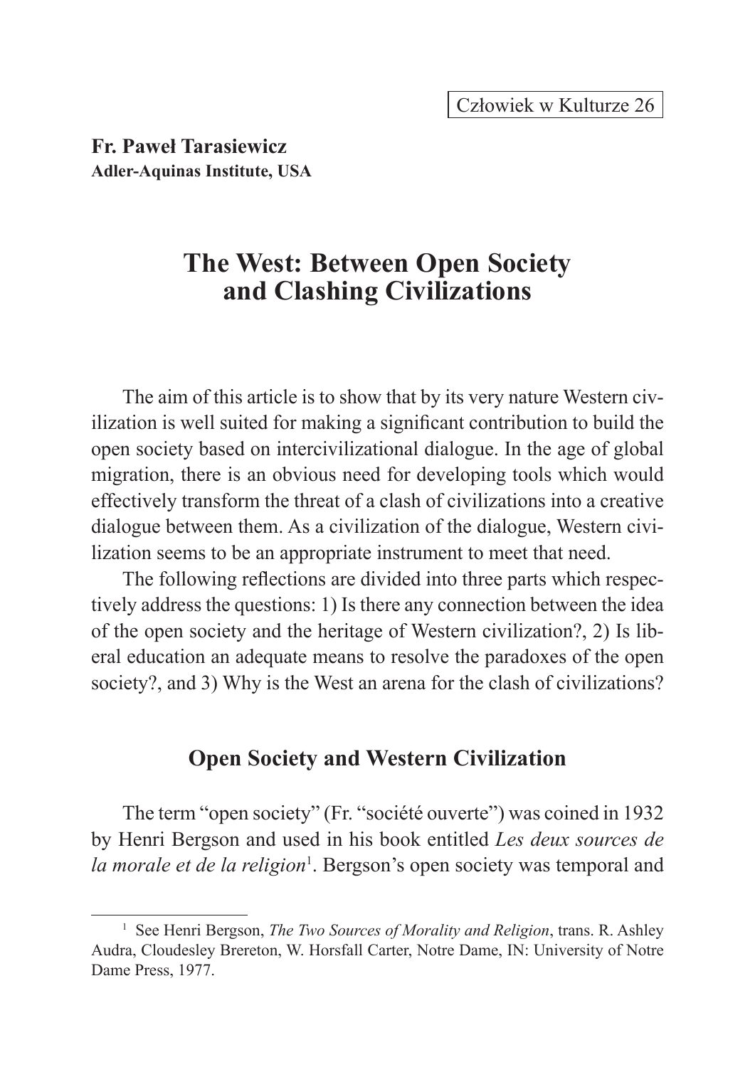**Fr. Paweł Tarasiewicz**
**Adler-Aquinas Institute, USA**

# The West: Between Open Society and Clashing Civilizations

The aim of this article is to show that by its very nature Western civilization is well suited for making a significant contribution to build the open society based on intercivilizational dialogue. In the age of global migration, there is an obvious need for developing tools which would effectively transform the threat of a clash of civilizations into a creative dialogue between them. As a civilization of the dialogue, Western civilization seems to be an appropriate instrument to meet that need.

The following reflections are divided into three parts which respectively address the questions: 1) Is there any connection between the idea of the open society and the heritage of Western civilization?, 2) Is liberal education an adequate means to resolve the paradoxes of the open society?, and 3) Why is the West an arena for the clash of civilizations?

## Open Society and Western Civilization

The term "open society" (Fr. "société ouverte") was coined in 1932 by Henri Bergson and used in his book entitled *Les deux sources de la morale et de la religion*[1]. Bergson's open society was temporal and

---

[1] See Henri Bergson, *The Two Sources of Morality and Religion*, trans. R. Ashley Audra, Cloudesley Brereton, W. Horsfall Carter, Notre Dame, IN: University of Notre Dame Press, 1977.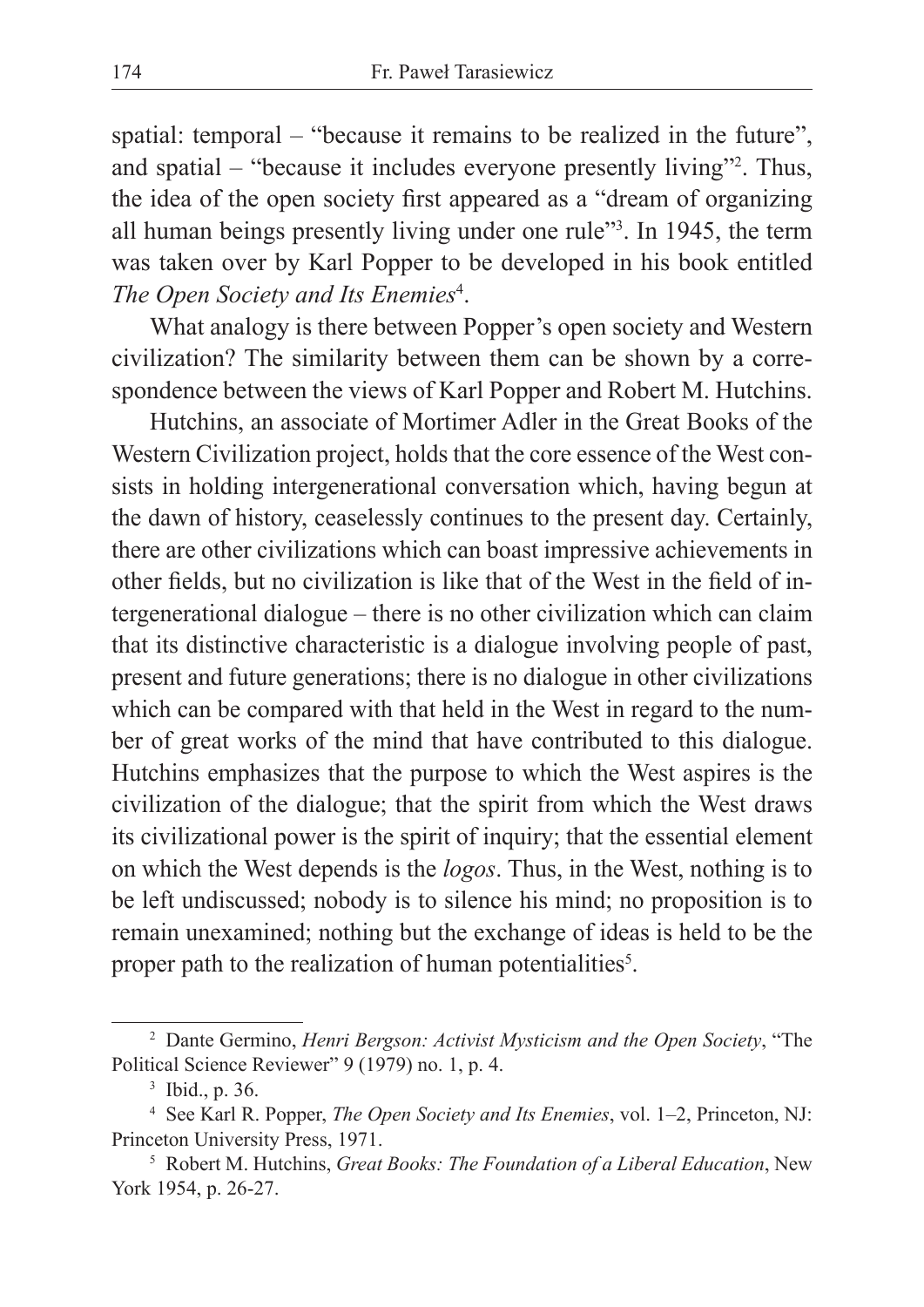spatial: temporal – "because it remains to be realized in the future", and spatial – "because it includes everyone presently living"[2]. Thus, the idea of the open society first appeared as a "dream of organizing all human beings presently living under one rule"[3]. In 1945, the term was taken over by Karl Popper to be developed in his book entitled *The Open Society and Its Enemies*[4].

What analogy is there between Popper's open society and Western civilization? The similarity between them can be shown by a correspondence between the views of Karl Popper and Robert M. Hutchins.

Hutchins, an associate of Mortimer Adler in the Great Books of the Western Civilization project, holds that the core essence of the West consists in holding intergenerational conversation which, having begun at the dawn of history, ceaselessly continues to the present day. Certainly, there are other civilizations which can boast impressive achievements in other fields, but no civilization is like that of the West in the field of intergenerational dialogue – there is no other civilization which can claim that its distinctive characteristic is a dialogue involving people of past, present and future generations; there is no dialogue in other civilizations which can be compared with that held in the West in regard to the number of great works of the mind that have contributed to this dialogue. Hutchins emphasizes that the purpose to which the West aspires is the civilization of the dialogue; that the spirit from which the West draws its civilizational power is the spirit of inquiry; that the essential element on which the West depends is the *logos*. Thus, in the West, nothing is to be left undiscussed; nobody is to silence his mind; no proposition is to remain unexamined; nothing but the exchange of ideas is held to be the proper path to the realization of human potentialities[5].

---

[2] Dante Germino, *Henri Bergson: Activist Mysticism and the Open Society*, "The Political Science Reviewer" 9 (1979) no. 1, p. 4.

[3] Ibid., p. 36.

[4] See Karl R. Popper, *The Open Society and Its Enemies*, vol. 1–2, Princeton, NJ: Princeton University Press, 1971.

[5] Robert M. Hutchins, *Great Books: The Foundation of a Liberal Education*, New York 1954, p. 26-27.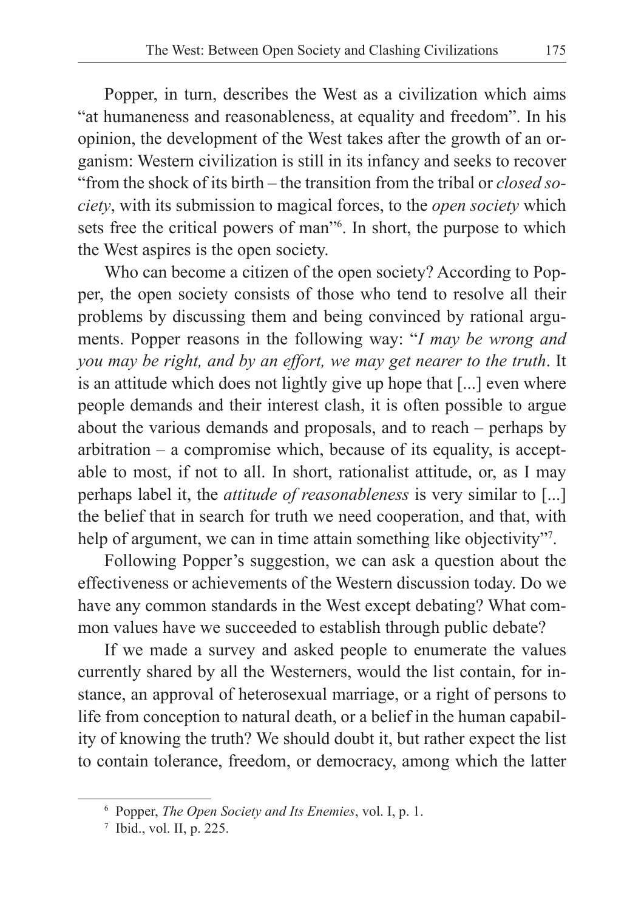Popper, in turn, describes the West as a civilization which aims "at humaneness and reasonableness, at equality and freedom". In his opinion, the development of the West takes after the growth of an organism: Western civilization is still in its infancy and seeks to recover "from the shock of its birth – the transition from the tribal or *closed society*, with its submission to magical forces, to the *open society* which sets free the critical powers of man"[6]. In short, the purpose to which the West aspires is the open society.

Who can become a citizen of the open society? According to Popper, the open society consists of those who tend to resolve all their problems by discussing them and being convinced by rational arguments. Popper reasons in the following way: "*I may be wrong and you may be right, and by an effort, we may get nearer to the truth*. It is an attitude which does not lightly give up hope that [...] even where people demands and their interest clash, it is often possible to argue about the various demands and proposals, and to reach – perhaps by arbitration – a compromise which, because of its equality, is acceptable to most, if not to all. In short, rationalist attitude, or, as I may perhaps label it, the *attitude of reasonableness* is very similar to [...] the belief that in search for truth we need cooperation, and that, with help of argument, we can in time attain something like objectivity"[7].

Following Popper's suggestion, we can ask a question about the effectiveness or achievements of the Western discussion today. Do we have any common standards in the West except debating? What common values have we succeeded to establish through public debate?

If we made a survey and asked people to enumerate the values currently shared by all the Westerners, would the list contain, for instance, an approval of heterosexual marriage, or a right of persons to life from conception to natural death, or a belief in the human capability of knowing the truth? We should doubt it, but rather expect the list to contain tolerance, freedom, or democracy, among which the latter

---

[6] Popper, *The Open Society and Its Enemies*, vol. I, p. 1.

[7] Ibid., vol. II, p. 225.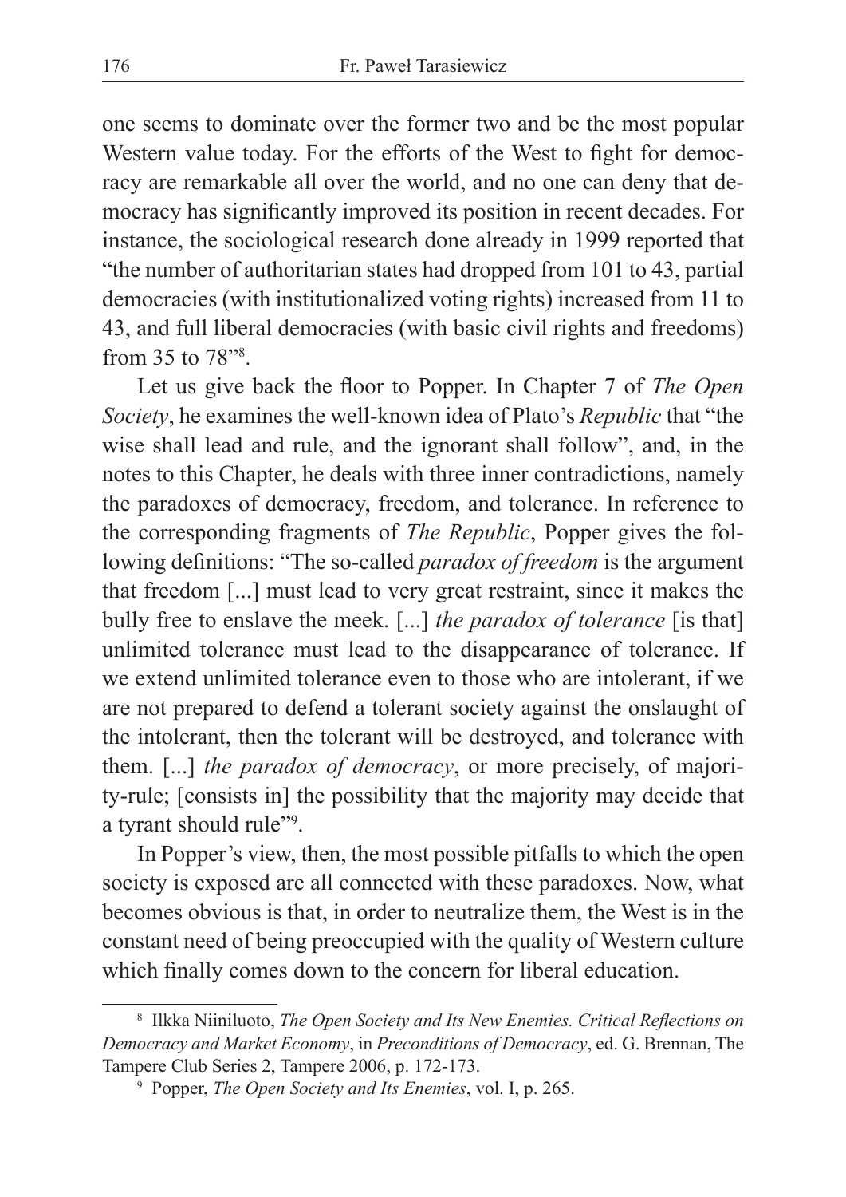one seems to dominate over the former two and be the most popular Western value today. For the efforts of the West to fight for democracy are remarkable all over the world, and no one can deny that democracy has significantly improved its position in recent decades. For instance, the sociological research done already in 1999 reported that "the number of authoritarian states had dropped from 101 to 43, partial democracies (with institutionalized voting rights) increased from 11 to 43, and full liberal democracies (with basic civil rights and freedoms) from 35 to 78"[8].

Let us give back the floor to Popper. In Chapter 7 of *The Open Society*, he examines the well-known idea of Plato's *Republic* that "the wise shall lead and rule, and the ignorant shall follow", and, in the notes to this Chapter, he deals with three inner contradictions, namely the paradoxes of democracy, freedom, and tolerance. In reference to the corresponding fragments of *The Republic*, Popper gives the following definitions: "The so-called *paradox of freedom* is the argument that freedom [...] must lead to very great restraint, since it makes the bully free to enslave the meek. [...] *the paradox of tolerance* [is that] unlimited tolerance must lead to the disappearance of tolerance. If we extend unlimited tolerance even to those who are intolerant, if we are not prepared to defend a tolerant society against the onslaught of the intolerant, then the tolerant will be destroyed, and tolerance with them. [...] *the paradox of democracy*, or more precisely, of majority-rule; [consists in] the possibility that the majority may decide that a tyrant should rule"[9].

In Popper's view, then, the most possible pitfalls to which the open society is exposed are all connected with these paradoxes. Now, what becomes obvious is that, in order to neutralize them, the West is in the constant need of being preoccupied with the quality of Western culture which finally comes down to the concern for liberal education.

---

[8] Ilkka Niiniluoto, *The Open Society and Its New Enemies. Critical Reflections on Democracy and Market Economy*, in *Preconditions of Democracy*, ed. G. Brennan, The Tampere Club Series 2, Tampere 2006, p. 172-173.

[9] Popper, *The Open Society and Its Enemies*, vol. I, p. 265.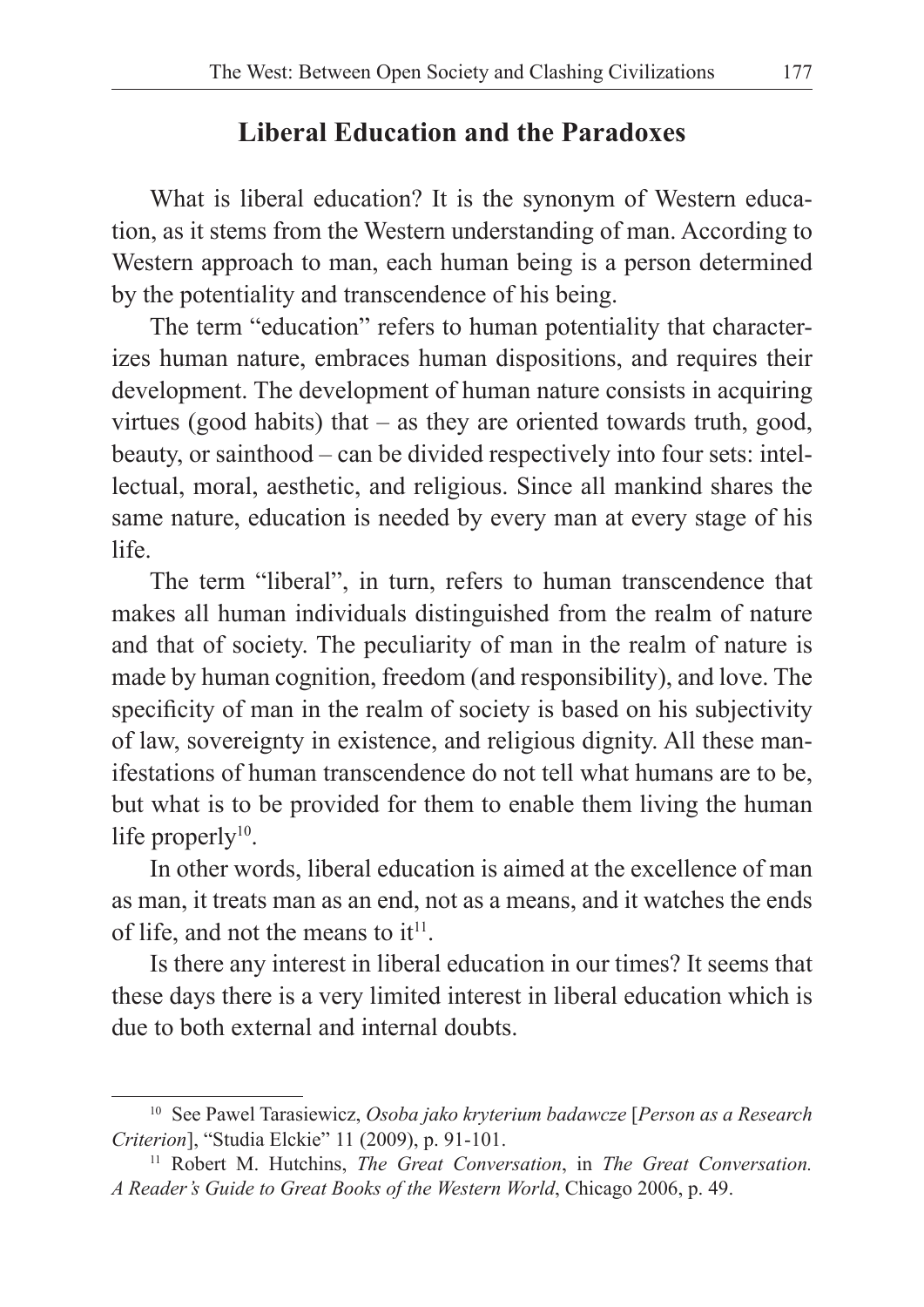## Liberal Education and the Paradoxes

What is liberal education? It is the synonym of Western education, as it stems from the Western understanding of man. According to Western approach to man, each human being is a person determined by the potentiality and transcendence of his being.

The term "education" refers to human potentiality that characterizes human nature, embraces human dispositions, and requires their development. The development of human nature consists in acquiring virtues (good habits) that – as they are oriented towards truth, good, beauty, or sainthood – can be divided respectively into four sets: intellectual, moral, aesthetic, and religious. Since all mankind shares the same nature, education is needed by every man at every stage of his life.

The term "liberal", in turn, refers to human transcendence that makes all human individuals distinguished from the realm of nature and that of society. The peculiarity of man in the realm of nature is made by human cognition, freedom (and responsibility), and love. The specificity of man in the realm of society is based on his subjectivity of law, sovereignty in existence, and religious dignity. All these manifestations of human transcendence do not tell what humans are to be, but what is to be provided for them to enable them living the human life properly[10].

In other words, liberal education is aimed at the excellence of man as man, it treats man as an end, not as a means, and it watches the ends of life, and not the means to it[11].

Is there any interest in liberal education in our times? It seems that these days there is a very limited interest in liberal education which is due to both external and internal doubts.

---

[10] See Pawel Tarasiewicz, *Osoba jako kryterium badawcze* [*Person as a Research Criterion*], "Studia Elckie" 11 (2009), p. 91-101.

[11] Robert M. Hutchins, *The Great Conversation*, in *The Great Conversation. A Reader's Guide to Great Books of the Western World*, Chicago 2006, p. 49.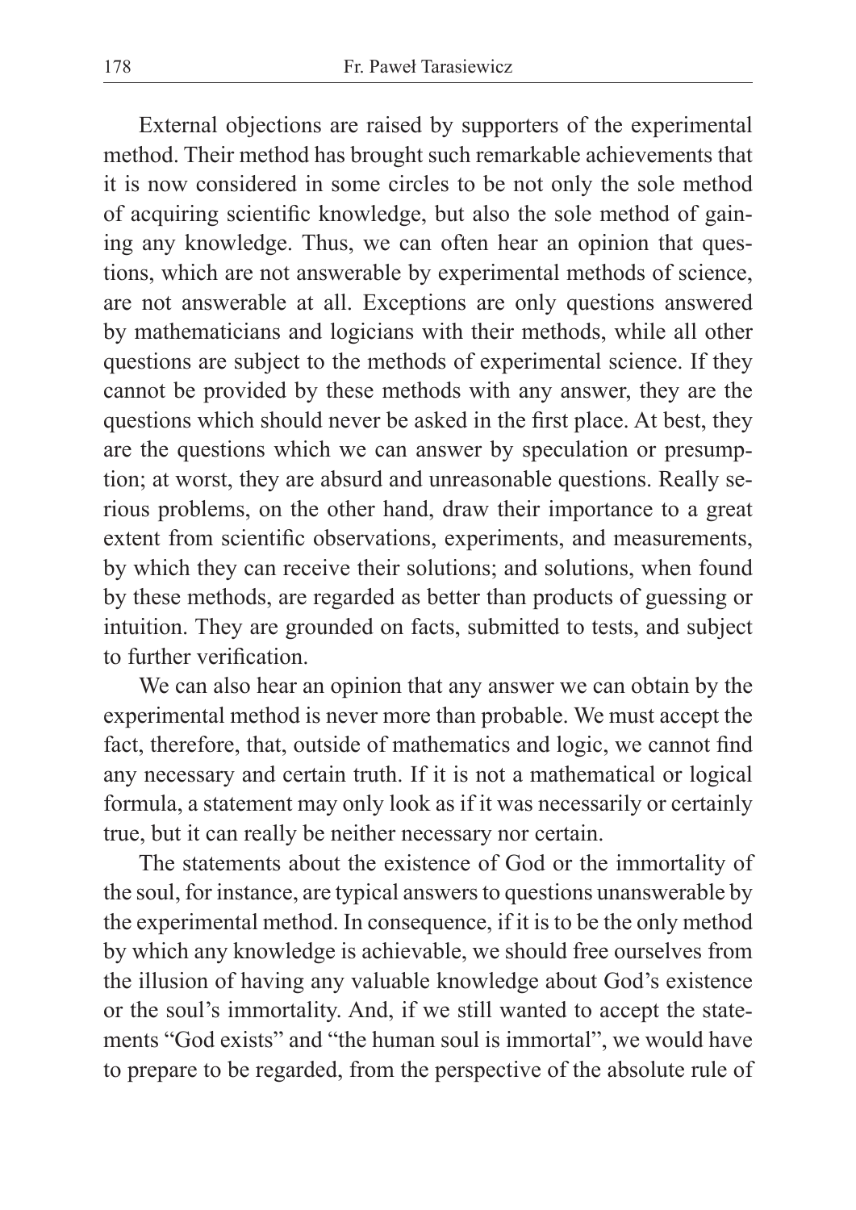External objections are raised by supporters of the experimental method. Their method has brought such remarkable achievements that it is now considered in some circles to be not only the sole method of acquiring scientific knowledge, but also the sole method of gaining any knowledge. Thus, we can often hear an opinion that questions, which are not answerable by experimental methods of science, are not answerable at all. Exceptions are only questions answered by mathematicians and logicians with their methods, while all other questions are subject to the methods of experimental science. If they cannot be provided by these methods with any answer, they are the questions which should never be asked in the first place. At best, they are the questions which we can answer by speculation or presumption; at worst, they are absurd and unreasonable questions. Really serious problems, on the other hand, draw their importance to a great extent from scientific observations, experiments, and measurements, by which they can receive their solutions; and solutions, when found by these methods, are regarded as better than products of guessing or intuition. They are grounded on facts, submitted to tests, and subject to further verification.

We can also hear an opinion that any answer we can obtain by the experimental method is never more than probable. We must accept the fact, therefore, that, outside of mathematics and logic, we cannot find any necessary and certain truth. If it is not a mathematical or logical formula, a statement may only look as if it was necessarily or certainly true, but it can really be neither necessary nor certain.

The statements about the existence of God or the immortality of the soul, for instance, are typical answers to questions unanswerable by the experimental method. In consequence, if it is to be the only method by which any knowledge is achievable, we should free ourselves from the illusion of having any valuable knowledge about God's existence or the soul's immortality. And, if we still wanted to accept the statements "God exists" and "the human soul is immortal", we would have to prepare to be regarded, from the perspective of the absolute rule of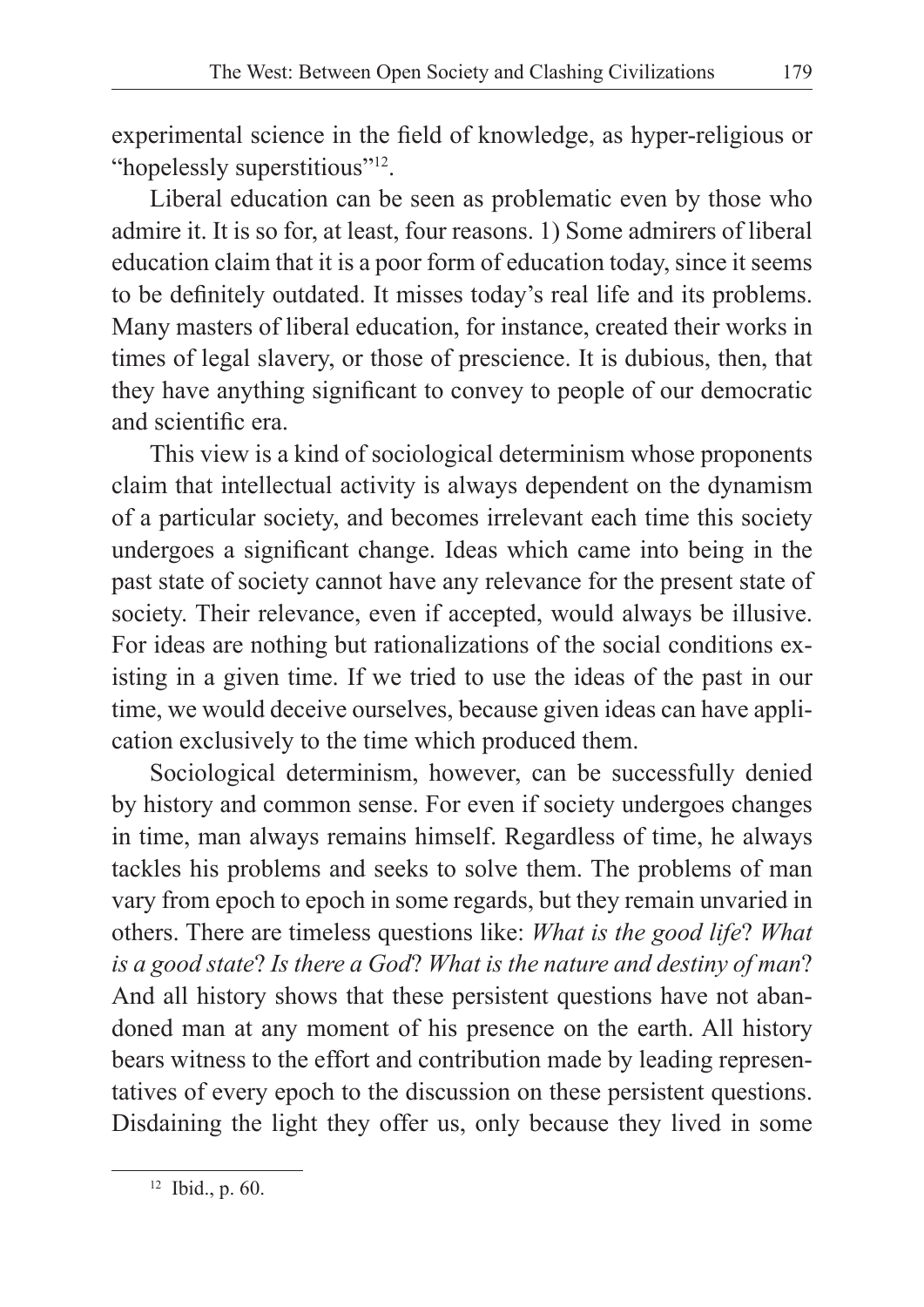experimental science in the field of knowledge, as hyper-religious or "hopelessly superstitious"[12].

Liberal education can be seen as problematic even by those who admire it. It is so for, at least, four reasons. 1) Some admirers of liberal education claim that it is a poor form of education today, since it seems to be definitely outdated. It misses today's real life and its problems. Many masters of liberal education, for instance, created their works in times of legal slavery, or those of prescience. It is dubious, then, that they have anything significant to convey to people of our democratic and scientific era.

This view is a kind of sociological determinism whose proponents claim that intellectual activity is always dependent on the dynamism of a particular society, and becomes irrelevant each time this society undergoes a significant change. Ideas which came into being in the past state of society cannot have any relevance for the present state of society. Their relevance, even if accepted, would always be illusive. For ideas are nothing but rationalizations of the social conditions existing in a given time. If we tried to use the ideas of the past in our time, we would deceive ourselves, because given ideas can have application exclusively to the time which produced them.

Sociological determinism, however, can be successfully denied by history and common sense. For even if society undergoes changes in time, man always remains himself. Regardless of time, he always tackles his problems and seeks to solve them. The problems of man vary from epoch to epoch in some regards, but they remain unvaried in others. There are timeless questions like: *What is the good life*? *What is a good state*? *Is there a God*? *What is the nature and destiny of man*? And all history shows that these persistent questions have not abandoned man at any moment of his presence on the earth. All history bears witness to the effort and contribution made by leading representatives of every epoch to the discussion on these persistent questions. Disdaining the light they offer us, only because they lived in some

[12] Ibid., p. 60.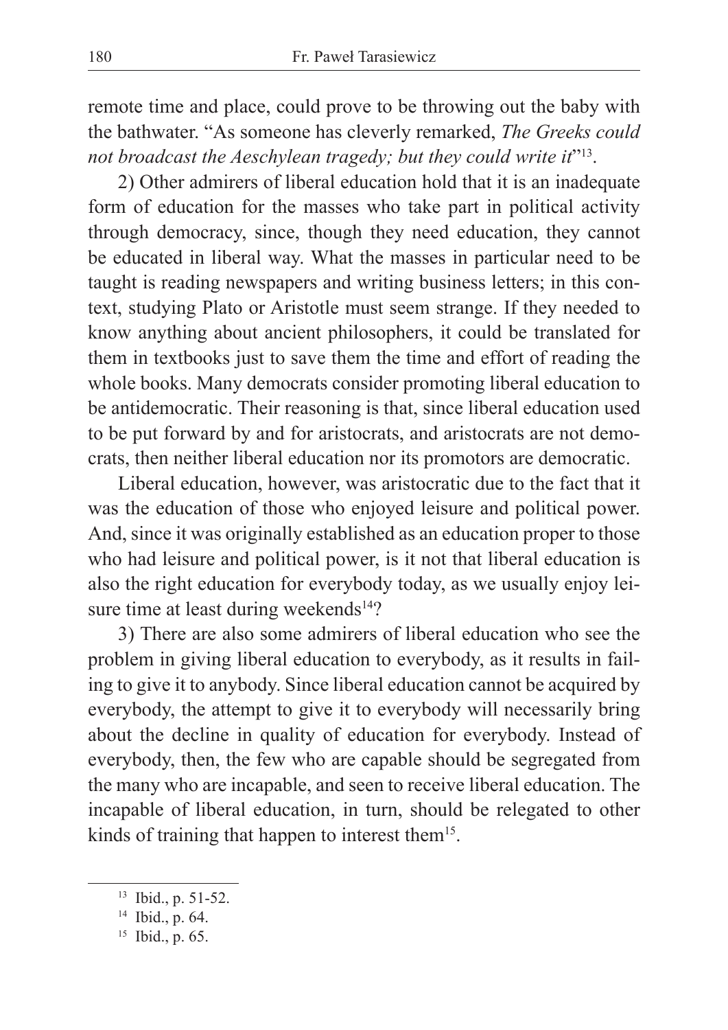remote time and place, could prove to be throwing out the baby with the bathwater. "As someone has cleverly remarked, *The Greeks could not broadcast the Aeschylean tragedy; but they could write it*"[13].

2) Other admirers of liberal education hold that it is an inadequate form of education for the masses who take part in political activity through democracy, since, though they need education, they cannot be educated in liberal way. What the masses in particular need to be taught is reading newspapers and writing business letters; in this context, studying Plato or Aristotle must seem strange. If they needed to know anything about ancient philosophers, it could be translated for them in textbooks just to save them the time and effort of reading the whole books. Many democrats consider promoting liberal education to be antidemocratic. Their reasoning is that, since liberal education used to be put forward by and for aristocrats, and aristocrats are not democrats, then neither liberal education nor its promotors are democratic.

Liberal education, however, was aristocratic due to the fact that it was the education of those who enjoyed leisure and political power. And, since it was originally established as an education proper to those who had leisure and political power, is it not that liberal education is also the right education for everybody today, as we usually enjoy leisure time at least during weekends[14]?

3) There are also some admirers of liberal education who see the problem in giving liberal education to everybody, as it results in failing to give it to anybody. Since liberal education cannot be acquired by everybody, the attempt to give it to everybody will necessarily bring about the decline in quality of education for everybody. Instead of everybody, then, the few who are capable should be segregated from the many who are incapable, and seen to receive liberal education. The incapable of liberal education, in turn, should be relegated to other kinds of training that happen to interest them[15].

---

[13] Ibid., p. 51-52.

[14] Ibid., p. 64.

[15] Ibid., p. 65.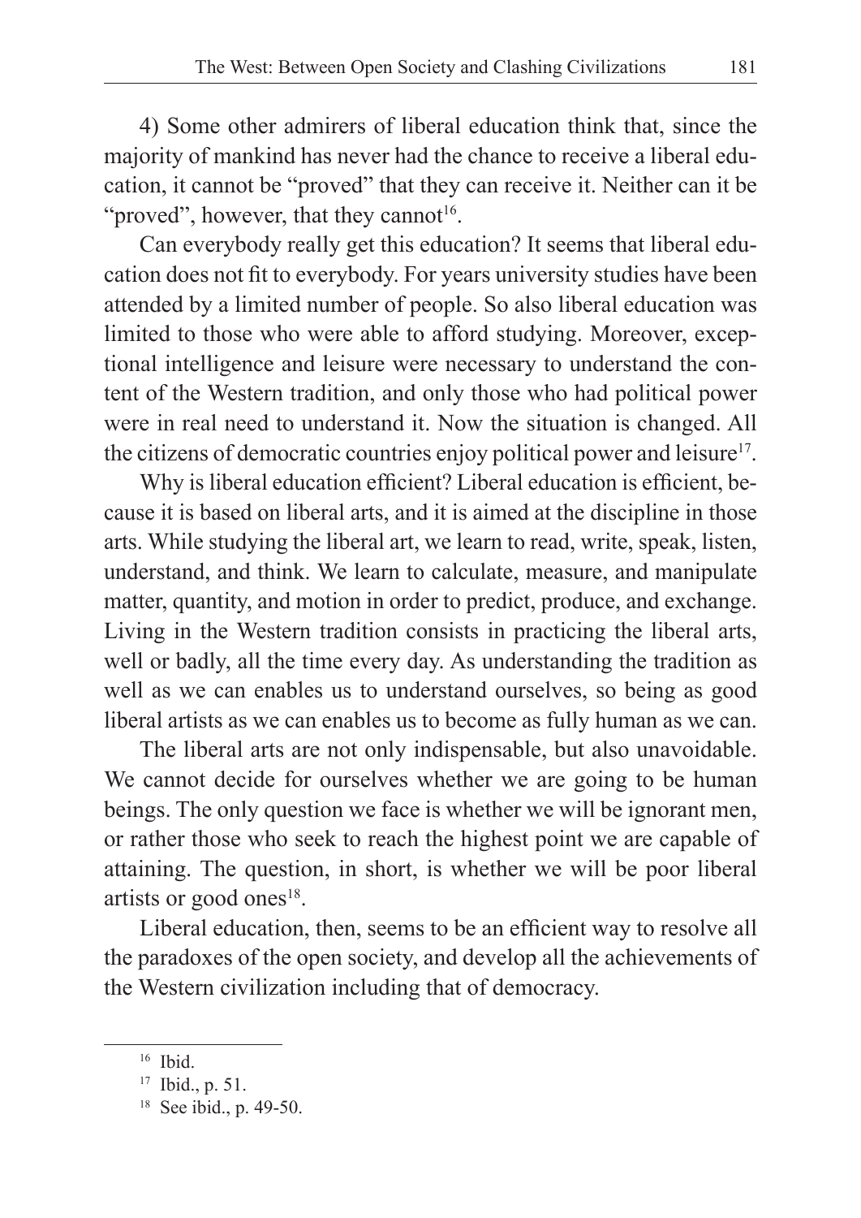4) Some other admirers of liberal education think that, since the majority of mankind has never had the chance to receive a liberal education, it cannot be "proved" that they can receive it. Neither can it be "proved", however, that they cannot[16].

Can everybody really get this education? It seems that liberal education does not fit to everybody. For years university studies have been attended by a limited number of people. So also liberal education was limited to those who were able to afford studying. Moreover, exceptional intelligence and leisure were necessary to understand the content of the Western tradition, and only those who had political power were in real need to understand it. Now the situation is changed. All the citizens of democratic countries enjoy political power and leisure[17].

Why is liberal education efficient? Liberal education is efficient, because it is based on liberal arts, and it is aimed at the discipline in those arts. While studying the liberal art, we learn to read, write, speak, listen, understand, and think. We learn to calculate, measure, and manipulate matter, quantity, and motion in order to predict, produce, and exchange. Living in the Western tradition consists in practicing the liberal arts, well or badly, all the time every day. As understanding the tradition as well as we can enables us to understand ourselves, so being as good liberal artists as we can enables us to become as fully human as we can.

The liberal arts are not only indispensable, but also unavoidable. We cannot decide for ourselves whether we are going to be human beings. The only question we face is whether we will be ignorant men, or rather those who seek to reach the highest point we are capable of attaining. The question, in short, is whether we will be poor liberal artists or good ones[18].

Liberal education, then, seems to be an efficient way to resolve all the paradoxes of the open society, and develop all the achievements of the Western civilization including that of democracy.

---

[16] Ibid.

[17] Ibid., p. 51.

[18] See ibid., p. 49-50.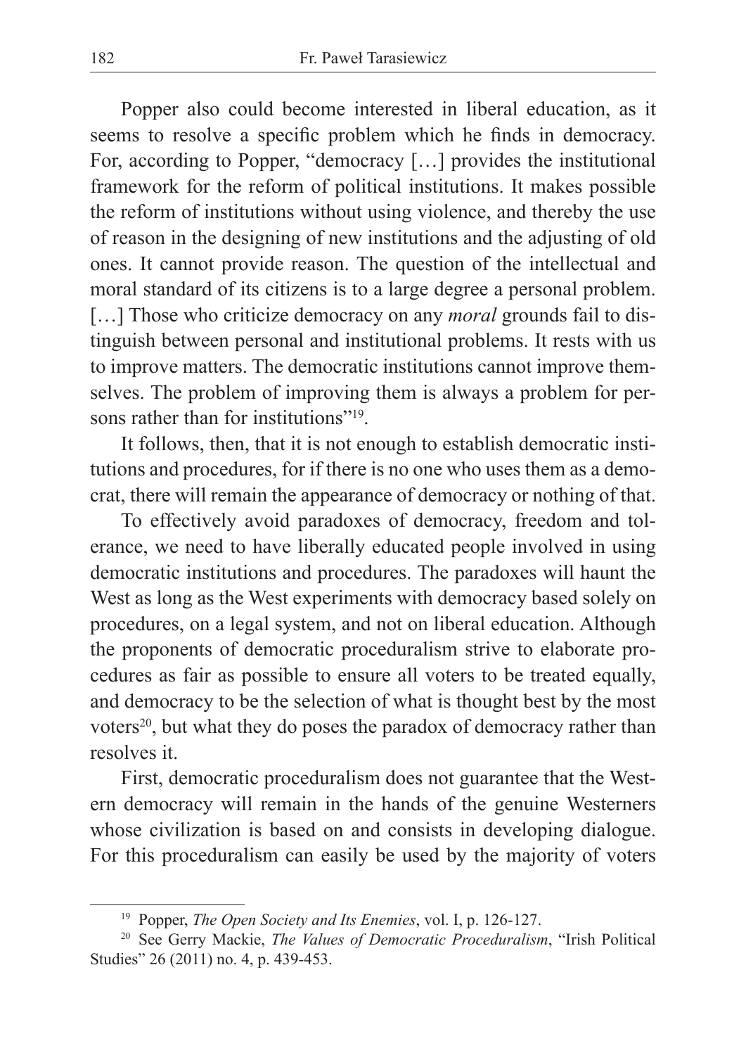Popper also could become interested in liberal education, as it seems to resolve a specific problem which he finds in democracy. For, according to Popper, "democracy […] provides the institutional framework for the reform of political institutions. It makes possible the reform of institutions without using violence, and thereby the use of reason in the designing of new institutions and the adjusting of old ones. It cannot provide reason. The question of the intellectual and moral standard of its citizens is to a large degree a personal problem. […] Those who criticize democracy on any *moral* grounds fail to distinguish between personal and institutional problems. It rests with us to improve matters. The democratic institutions cannot improve themselves. The problem of improving them is always a problem for persons rather than for institutions"[19].

It follows, then, that it is not enough to establish democratic institutions and procedures, for if there is no one who uses them as a democrat, there will remain the appearance of democracy or nothing of that.

To effectively avoid paradoxes of democracy, freedom and tolerance, we need to have liberally educated people involved in using democratic institutions and procedures. The paradoxes will haunt the West as long as the West experiments with democracy based solely on procedures, on a legal system, and not on liberal education. Although the proponents of democratic proceduralism strive to elaborate procedures as fair as possible to ensure all voters to be treated equally, and democracy to be the selection of what is thought best by the most voters[20], but what they do poses the paradox of democracy rather than resolves it.

First, democratic proceduralism does not guarantee that the Western democracy will remain in the hands of the genuine Westerners whose civilization is based on and consists in developing dialogue. For this proceduralism can easily be used by the majority of voters

---

[19] Popper, *The Open Society and Its Enemies*, vol. I, p. 126-127.

[20] See Gerry Mackie, *The Values of Democratic Proceduralism*, "Irish Political Studies" 26 (2011) no. 4, p. 439-453.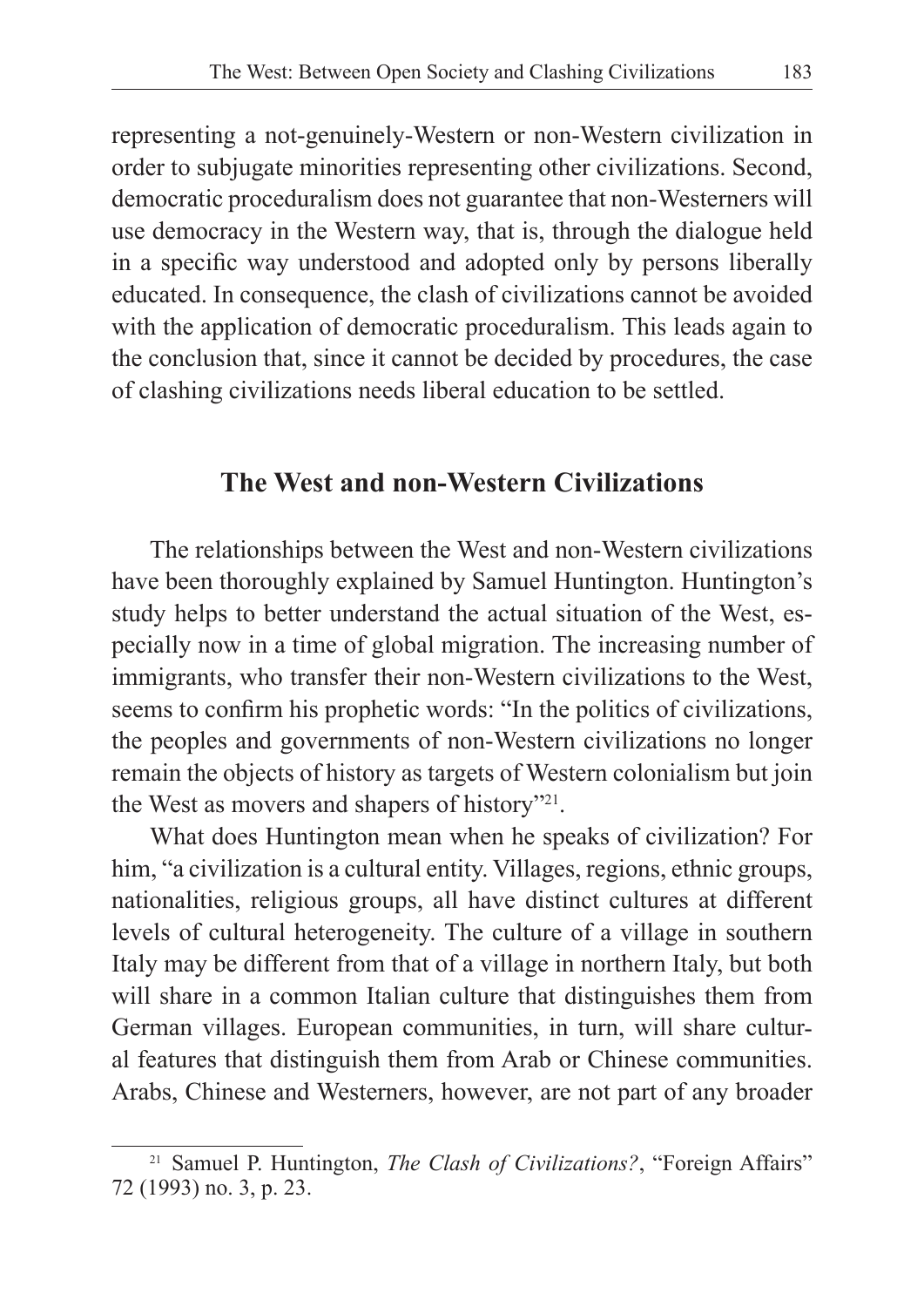representing a not-genuinely-Western or non-Western civilization in order to subjugate minorities representing other civilizations. Second, democratic proceduralism does not guarantee that non-Westerners will use democracy in the Western way, that is, through the dialogue held in a specific way understood and adopted only by persons liberally educated. In consequence, the clash of civilizations cannot be avoided with the application of democratic proceduralism. This leads again to the conclusion that, since it cannot be decided by procedures, the case of clashing civilizations needs liberal education to be settled.

## The West and non-Western Civilizations

The relationships between the West and non-Western civilizations have been thoroughly explained by Samuel Huntington. Huntington's study helps to better understand the actual situation of the West, especially now in a time of global migration. The increasing number of immigrants, who transfer their non-Western civilizations to the West, seems to confirm his prophetic words: "In the politics of civilizations, the peoples and governments of non-Western civilizations no longer remain the objects of history as targets of Western colonialism but join the West as movers and shapers of history"[21].

What does Huntington mean when he speaks of civilization? For him, "a civilization is a cultural entity. Villages, regions, ethnic groups, nationalities, religious groups, all have distinct cultures at different levels of cultural heterogeneity. The culture of a village in southern Italy may be different from that of a village in northern Italy, but both will share in a common Italian culture that distinguishes them from German villages. European communities, in turn, will share cultural features that distinguish them from Arab or Chinese communities. Arabs, Chinese and Westerners, however, are not part of any broader

---

[21] Samuel P. Huntington, *The Clash of Civilizations?*, "Foreign Affairs" 72 (1993) no. 3, p. 23.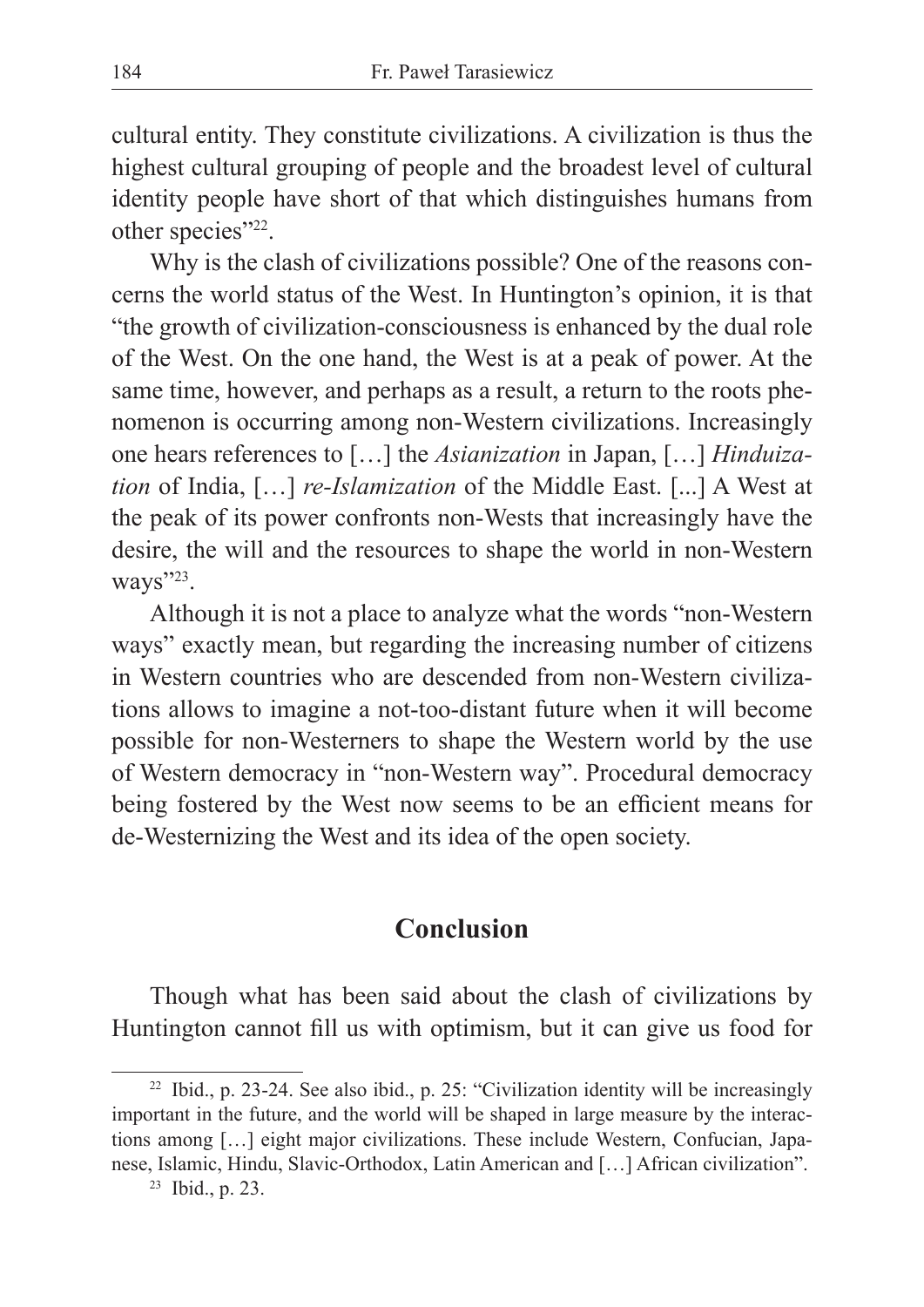cultural entity. They constitute civilizations. A civilization is thus the highest cultural grouping of people and the broadest level of cultural identity people have short of that which distinguishes humans from other species"[22].

Why is the clash of civilizations possible? One of the reasons concerns the world status of the West. In Huntington's opinion, it is that "the growth of civilization-consciousness is enhanced by the dual role of the West. On the one hand, the West is at a peak of power. At the same time, however, and perhaps as a result, a return to the roots phenomenon is occurring among non-Western civilizations. Increasingly one hears references to […] the *Asianization* in Japan, […] *Hinduization* of India, […] *re-Islamization* of the Middle East. [...] A West at the peak of its power confronts non-Wests that increasingly have the desire, the will and the resources to shape the world in non-Western ways"[23].

Although it is not a place to analyze what the words "non-Western ways" exactly mean, but regarding the increasing number of citizens in Western countries who are descended from non-Western civilizations allows to imagine a not-too-distant future when it will become possible for non-Westerners to shape the Western world by the use of Western democracy in "non-Western way". Procedural democracy being fostered by the West now seems to be an efficient means for de-Westernizing the West and its idea of the open society.

## Conclusion

Though what has been said about the clash of civilizations by Huntington cannot fill us with optimism, but it can give us food for

---

[22] Ibid., p. 23-24. See also ibid., p. 25: "Civilization identity will be increasingly important in the future, and the world will be shaped in large measure by the interactions among […] eight major civilizations. These include Western, Confucian, Japanese, Islamic, Hindu, Slavic-Orthodox, Latin American and […] African civilization".

[23] Ibid., p. 23.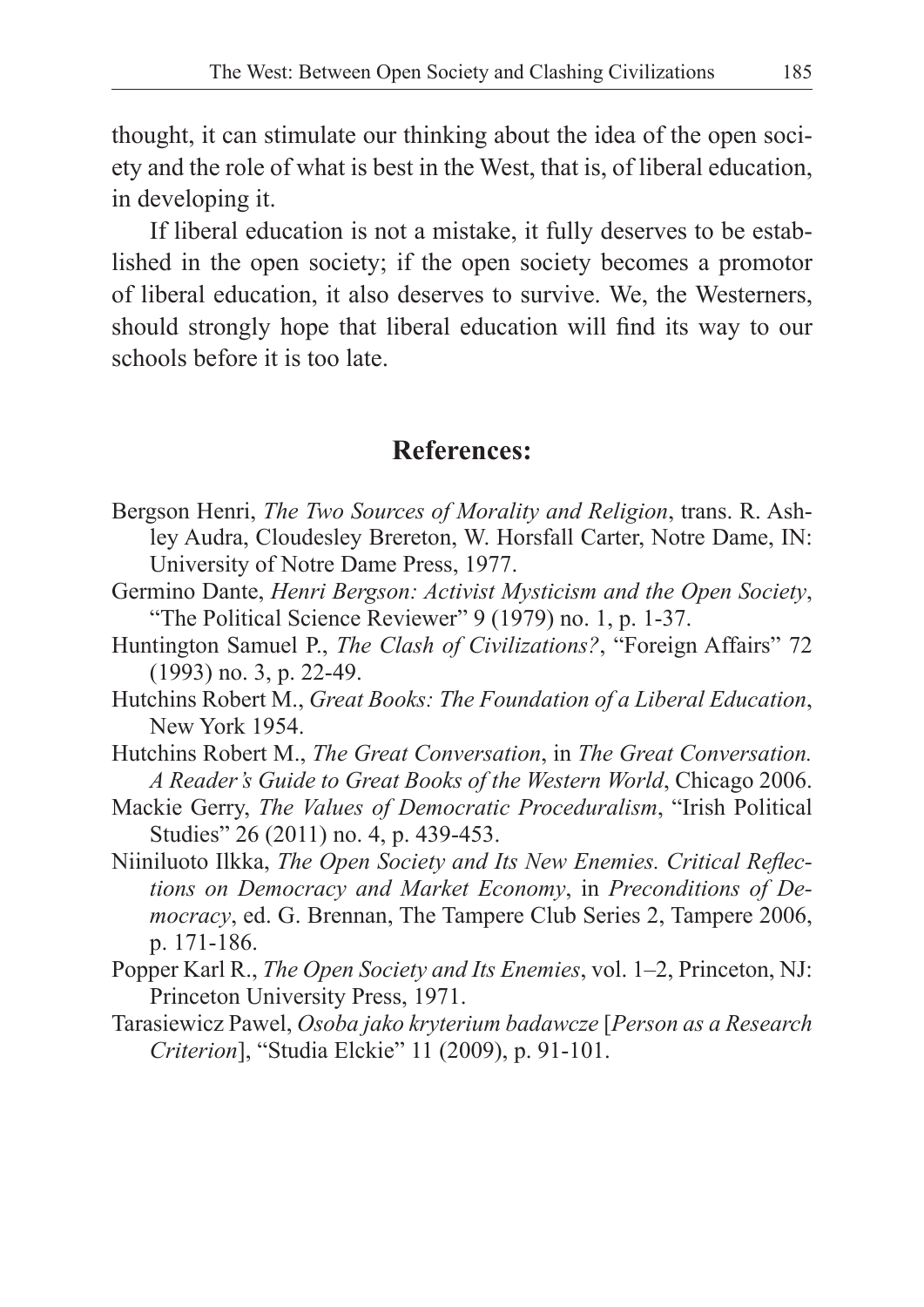thought, it can stimulate our thinking about the idea of the open society and the role of what is best in the West, that is, of liberal education, in developing it.

If liberal education is not a mistake, it fully deserves to be established in the open society; if the open society becomes a promotor of liberal education, it also deserves to survive. We, the Westerners, should strongly hope that liberal education will find its way to our schools before it is too late.

## References:

Bergson Henri, *The Two Sources of Morality and Religion*, trans. R. Ashley Audra, Cloudesley Brereton, W. Horsfall Carter, Notre Dame, IN: University of Notre Dame Press, 1977.

Germino Dante, *Henri Bergson: Activist Mysticism and the Open Society*, "The Political Science Reviewer" 9 (1979) no. 1, p. 1-37.

Huntington Samuel P., *The Clash of Civilizations?*, "Foreign Affairs" 72 (1993) no. 3, p. 22-49.

Hutchins Robert M., *Great Books: The Foundation of a Liberal Education*, New York 1954.

Hutchins Robert M., *The Great Conversation*, in *The Great Conversation. A Reader's Guide to Great Books of the Western World*, Chicago 2006.

Mackie Gerry, *The Values of Democratic Proceduralism*, "Irish Political Studies" 26 (2011) no. 4, p. 439-453.

Niiniluoto Ilkka, *The Open Society and Its New Enemies. Critical Reflections on Democracy and Market Economy*, in *Preconditions of Democracy*, ed. G. Brennan, The Tampere Club Series 2, Tampere 2006, p. 171-186.

Popper Karl R., *The Open Society and Its Enemies*, vol. 1–2, Princeton, NJ: Princeton University Press, 1971.

Tarasiewicz Pawel, *Osoba jako kryterium badawcze* [*Person as a Research Criterion*], "Studia Elckie" 11 (2009), p. 91-101.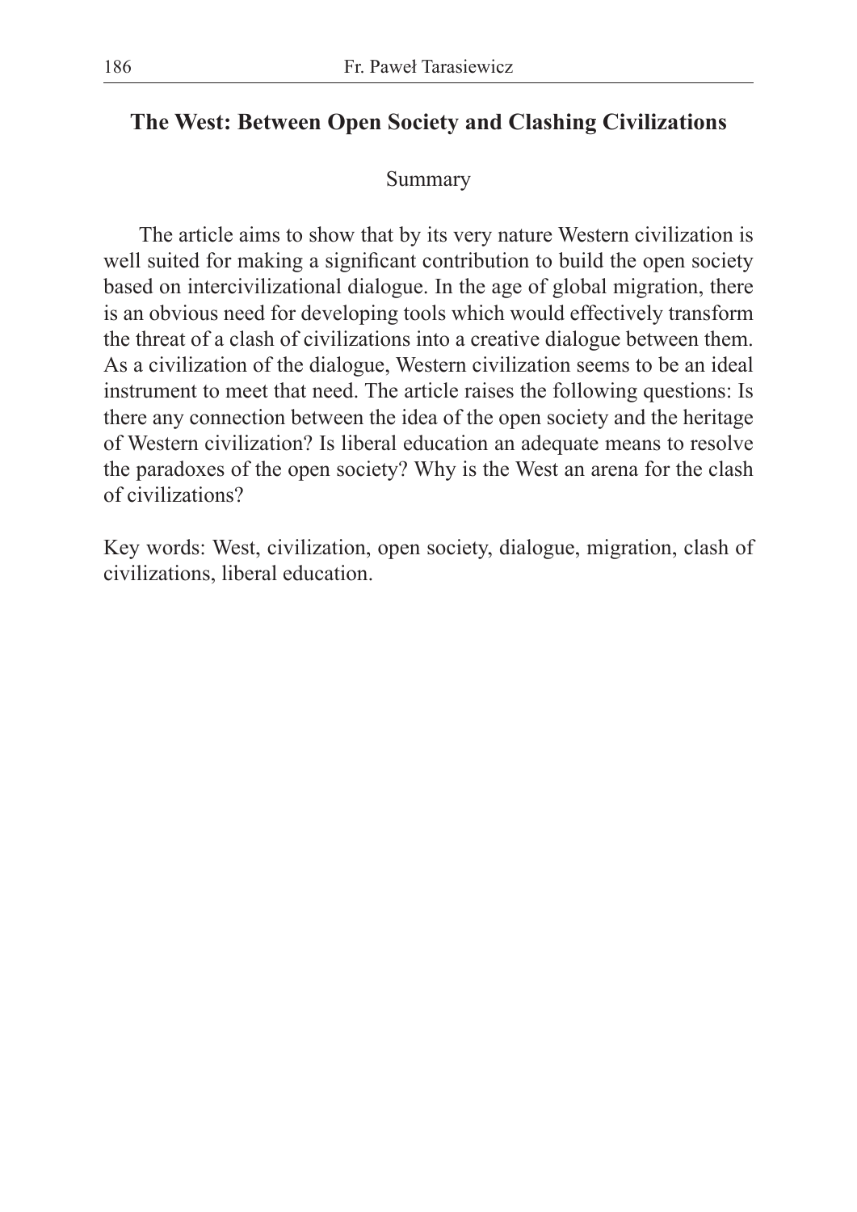## The West: Between Open Society and Clashing Civilizations

Summary

The article aims to show that by its very nature Western civilization is well suited for making a significant contribution to build the open society based on intercivilizational dialogue. In the age of global migration, there is an obvious need for developing tools which would effectively transform the threat of a clash of civilizations into a creative dialogue between them. As a civilization of the dialogue, Western civilization seems to be an ideal instrument to meet that need. The article raises the following questions: Is there any connection between the idea of the open society and the heritage of Western civilization? Is liberal education an adequate means to resolve the paradoxes of the open society? Why is the West an arena for the clash of civilizations?

Key words: West, civilization, open society, dialogue, migration, clash of civilizations, liberal education.